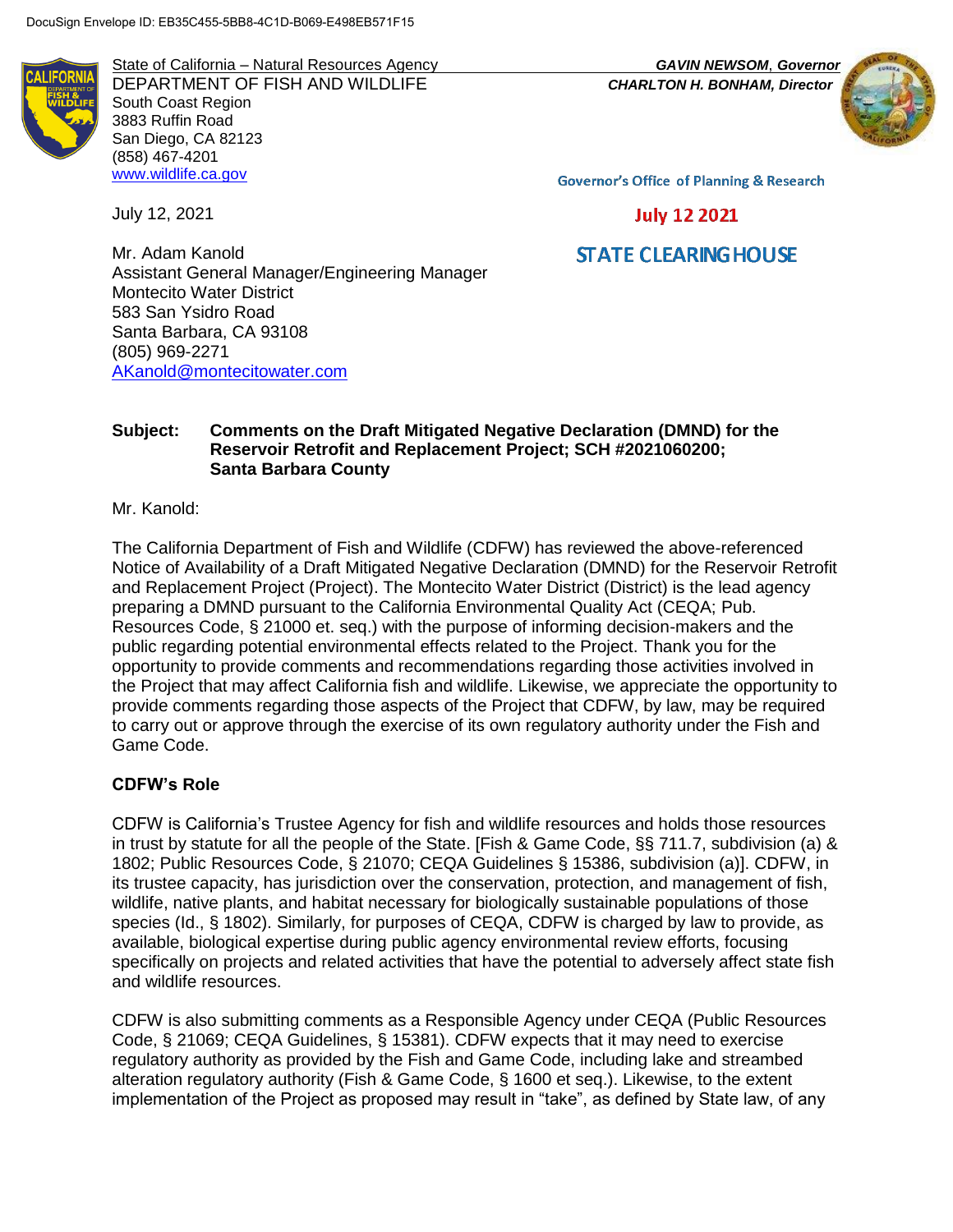DocuSign Envelope ID: EB35C455-5BB8-4C1D-B069-E498EB571F15

State of California – Natural Resources Agency
DEPARTMENT OF FISH AND WILDLIFE
South Coast Region
3883 Ruffin Road
San Diego, CA 82123
(858) 467-4201
www.wildlife.ca.gov

***GAVIN NEWSOM*, Governor**
***CHARLTON H. BONHAM*, Director**

Governor's Office of Planning & Research

July 12 2021

STATE CLEARING HOUSE

July 12, 2021

Mr. Adam Kanold
Assistant General Manager/Engineering Manager
Montecito Water District
583 San Ysidro Road
Santa Barbara, CA 93108
(805) 969-2271
AKanold@montecitowater.com

**Subject: Comments on the Draft Mitigated Negative Declaration (DMND) for the Reservoir Retrofit and Replacement Project; SCH #2021060200; Santa Barbara County**

Mr. Kanold:

The California Department of Fish and Wildlife (CDFW) has reviewed the above-referenced Notice of Availability of a Draft Mitigated Negative Declaration (DMND) for the Reservoir Retrofit and Replacement Project (Project). The Montecito Water District (District) is the lead agency preparing a DMND pursuant to the California Environmental Quality Act (CEQA; Pub. Resources Code, § 21000 et. seq.) with the purpose of informing decision-makers and the public regarding potential environmental effects related to the Project. Thank you for the opportunity to provide comments and recommendations regarding those activities involved in the Project that may affect California fish and wildlife. Likewise, we appreciate the opportunity to provide comments regarding those aspects of the Project that CDFW, by law, may be required to carry out or approve through the exercise of its own regulatory authority under the Fish and Game Code.

## CDFW's Role

CDFW is California's Trustee Agency for fish and wildlife resources and holds those resources in trust by statute for all the people of the State. [Fish & Game Code, §§ 711.7, subdivision (a) & 1802; Public Resources Code, § 21070; CEQA Guidelines § 15386, subdivision (a)]. CDFW, in its trustee capacity, has jurisdiction over the conservation, protection, and management of fish, wildlife, native plants, and habitat necessary for biologically sustainable populations of those species (Id., § 1802). Similarly, for purposes of CEQA, CDFW is charged by law to provide, as available, biological expertise during public agency environmental review efforts, focusing specifically on projects and related activities that have the potential to adversely affect state fish and wildlife resources.

CDFW is also submitting comments as a Responsible Agency under CEQA (Public Resources Code, § 21069; CEQA Guidelines, § 15381). CDFW expects that it may need to exercise regulatory authority as provided by the Fish and Game Code, including lake and streambed alteration regulatory authority (Fish & Game Code, § 1600 et seq.). Likewise, to the extent implementation of the Project as proposed may result in "take", as defined by State law, of any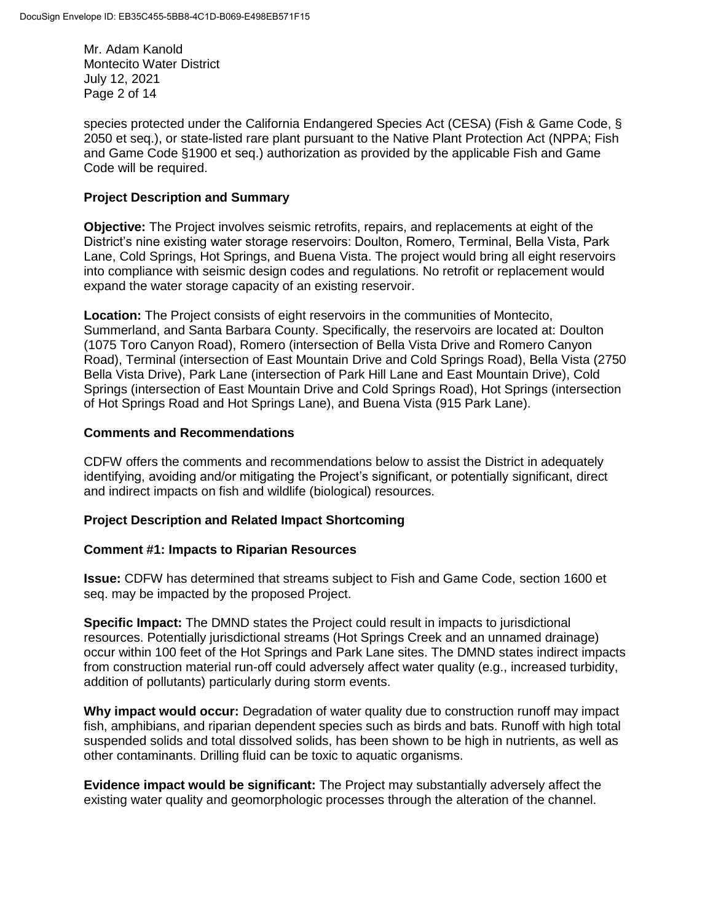species protected under the California Endangered Species Act (CESA) (Fish & Game Code, § 2050 et seq.), or state-listed rare plant pursuant to the Native Plant Protection Act (NPPA; Fish and Game Code §1900 et seq.) authorization as provided by the applicable Fish and Game Code will be required.

**Project Description and Summary**

**Objective:** The Project involves seismic retrofits, repairs, and replacements at eight of the District's nine existing water storage reservoirs: Doulton, Romero, Terminal, Bella Vista, Park Lane, Cold Springs, Hot Springs, and Buena Vista. The project would bring all eight reservoirs into compliance with seismic design codes and regulations. No retrofit or replacement would expand the water storage capacity of an existing reservoir.

**Location:** The Project consists of eight reservoirs in the communities of Montecito, Summerland, and Santa Barbara County. Specifically, the reservoirs are located at: Doulton (1075 Toro Canyon Road), Romero (intersection of Bella Vista Drive and Romero Canyon Road), Terminal (intersection of East Mountain Drive and Cold Springs Road), Bella Vista (2750 Bella Vista Drive), Park Lane (intersection of Park Hill Lane and East Mountain Drive), Cold Springs (intersection of East Mountain Drive and Cold Springs Road), Hot Springs (intersection of Hot Springs Road and Hot Springs Lane), and Buena Vista (915 Park Lane).

**Comments and Recommendations**

CDFW offers the comments and recommendations below to assist the District in adequately identifying, avoiding and/or mitigating the Project's significant, or potentially significant, direct and indirect impacts on fish and wildlife (biological) resources.

**Project Description and Related Impact Shortcoming**

**Comment #1: Impacts to Riparian Resources**

**Issue:** CDFW has determined that streams subject to Fish and Game Code, section 1600 et seq. may be impacted by the proposed Project.

**Specific Impact:** The DMND states the Project could result in impacts to jurisdictional resources. Potentially jurisdictional streams (Hot Springs Creek and an unnamed drainage) occur within 100 feet of the Hot Springs and Park Lane sites. The DMND states indirect impacts from construction material run-off could adversely affect water quality (e.g., increased turbidity, addition of pollutants) particularly during storm events.

**Why impact would occur:** Degradation of water quality due to construction runoff may impact fish, amphibians, and riparian dependent species such as birds and bats. Runoff with high total suspended solids and total dissolved solids, has been shown to be high in nutrients, as well as other contaminants. Drilling fluid can be toxic to aquatic organisms.

**Evidence impact would be significant:** The Project may substantially adversely affect the existing water quality and geomorphologic processes through the alteration of the channel.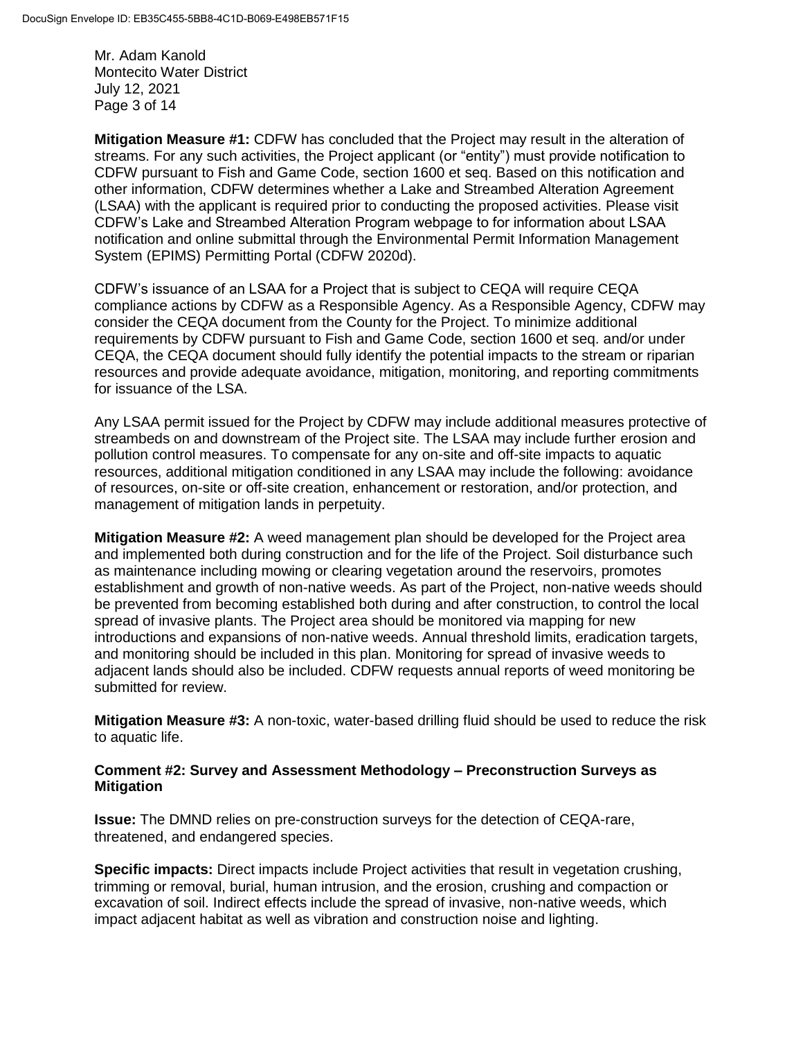**Mitigation Measure #1:** CDFW has concluded that the Project may result in the alteration of streams. For any such activities, the Project applicant (or "entity") must provide notification to CDFW pursuant to Fish and Game Code, section 1600 et seq. Based on this notification and other information, CDFW determines whether a Lake and Streambed Alteration Agreement (LSAA) with the applicant is required prior to conducting the proposed activities. Please visit CDFW's Lake and Streambed Alteration Program webpage to for information about LSAA notification and online submittal through the Environmental Permit Information Management System (EPIMS) Permitting Portal (CDFW 2020d).

CDFW's issuance of an LSAA for a Project that is subject to CEQA will require CEQA compliance actions by CDFW as a Responsible Agency. As a Responsible Agency, CDFW may consider the CEQA document from the County for the Project. To minimize additional requirements by CDFW pursuant to Fish and Game Code, section 1600 et seq. and/or under CEQA, the CEQA document should fully identify the potential impacts to the stream or riparian resources and provide adequate avoidance, mitigation, monitoring, and reporting commitments for issuance of the LSA.

Any LSAA permit issued for the Project by CDFW may include additional measures protective of streambeds on and downstream of the Project site. The LSAA may include further erosion and pollution control measures. To compensate for any on-site and off-site impacts to aquatic resources, additional mitigation conditioned in any LSAA may include the following: avoidance of resources, on-site or off-site creation, enhancement or restoration, and/or protection, and management of mitigation lands in perpetuity.

**Mitigation Measure #2:** A weed management plan should be developed for the Project area and implemented both during construction and for the life of the Project. Soil disturbance such as maintenance including mowing or clearing vegetation around the reservoirs, promotes establishment and growth of non-native weeds. As part of the Project, non-native weeds should be prevented from becoming established both during and after construction, to control the local spread of invasive plants. The Project area should be monitored via mapping for new introductions and expansions of non-native weeds. Annual threshold limits, eradication targets, and monitoring should be included in this plan. Monitoring for spread of invasive weeds to adjacent lands should also be included. CDFW requests annual reports of weed monitoring be submitted for review.

**Mitigation Measure #3:** A non-toxic, water-based drilling fluid should be used to reduce the risk to aquatic life.

**Comment #2: Survey and Assessment Methodology – Preconstruction Surveys as Mitigation**

**Issue:** The DMND relies on pre-construction surveys for the detection of CEQA-rare, threatened, and endangered species.

**Specific impacts:** Direct impacts include Project activities that result in vegetation crushing, trimming or removal, burial, human intrusion, and the erosion, crushing and compaction or excavation of soil. Indirect effects include the spread of invasive, non-native weeds, which impact adjacent habitat as well as vibration and construction noise and lighting.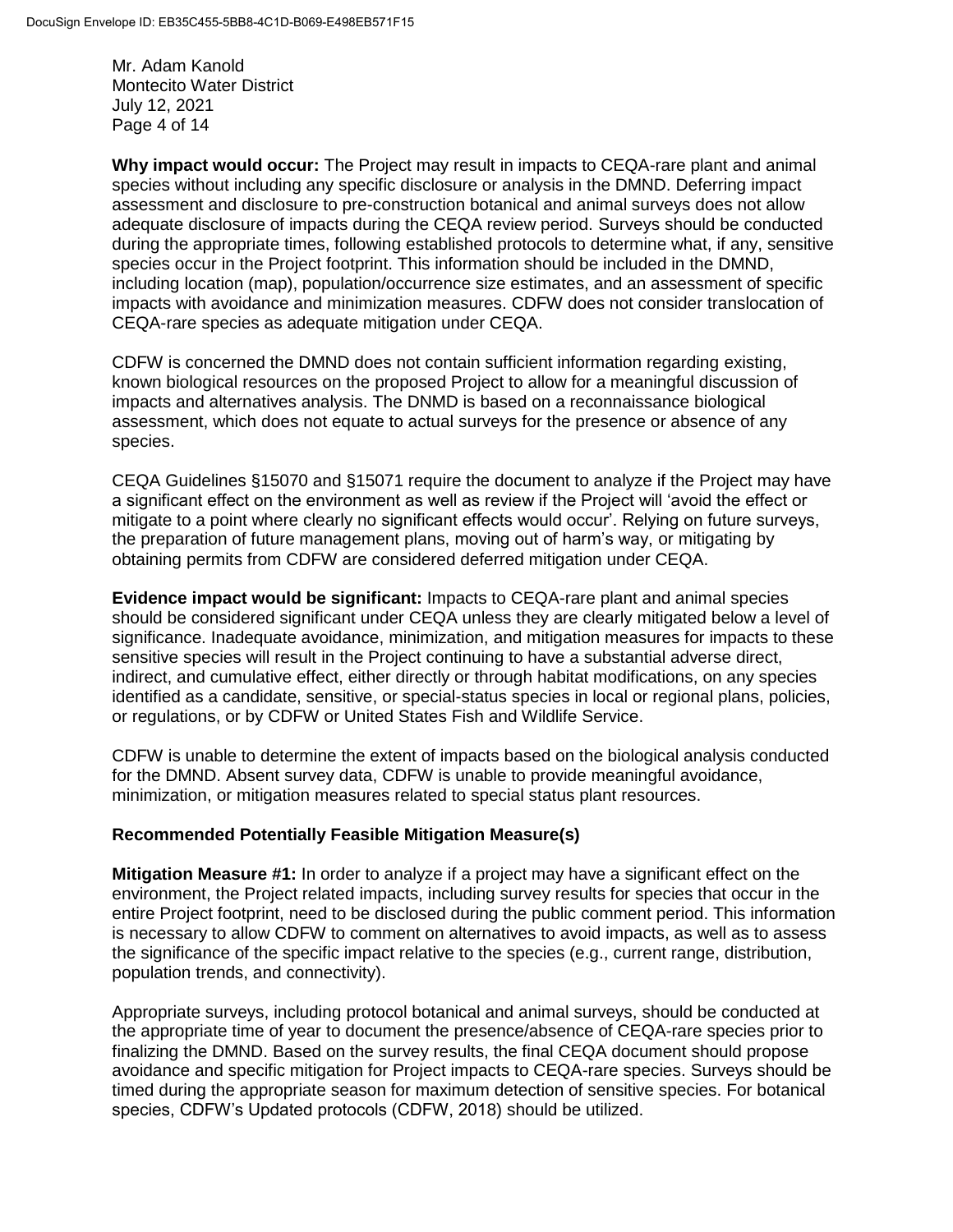**Why impact would occur:** The Project may result in impacts to CEQA-rare plant and animal species without including any specific disclosure or analysis in the DMND. Deferring impact assessment and disclosure to pre-construction botanical and animal surveys does not allow adequate disclosure of impacts during the CEQA review period. Surveys should be conducted during the appropriate times, following established protocols to determine what, if any, sensitive species occur in the Project footprint. This information should be included in the DMND, including location (map), population/occurrence size estimates, and an assessment of specific impacts with avoidance and minimization measures. CDFW does not consider translocation of CEQA-rare species as adequate mitigation under CEQA.

CDFW is concerned the DMND does not contain sufficient information regarding existing, known biological resources on the proposed Project to allow for a meaningful discussion of impacts and alternatives analysis. The DNMD is based on a reconnaissance biological assessment, which does not equate to actual surveys for the presence or absence of any species.

CEQA Guidelines §15070 and §15071 require the document to analyze if the Project may have a significant effect on the environment as well as review if the Project will 'avoid the effect or mitigate to a point where clearly no significant effects would occur'. Relying on future surveys, the preparation of future management plans, moving out of harm's way, or mitigating by obtaining permits from CDFW are considered deferred mitigation under CEQA.

**Evidence impact would be significant:** Impacts to CEQA-rare plant and animal species should be considered significant under CEQA unless they are clearly mitigated below a level of significance. Inadequate avoidance, minimization, and mitigation measures for impacts to these sensitive species will result in the Project continuing to have a substantial adverse direct, indirect, and cumulative effect, either directly or through habitat modifications, on any species identified as a candidate, sensitive, or special-status species in local or regional plans, policies, or regulations, or by CDFW or United States Fish and Wildlife Service.

CDFW is unable to determine the extent of impacts based on the biological analysis conducted for the DMND. Absent survey data, CDFW is unable to provide meaningful avoidance, minimization, or mitigation measures related to special status plant resources.

**Recommended Potentially Feasible Mitigation Measure(s)**

**Mitigation Measure #1:** In order to analyze if a project may have a significant effect on the environment, the Project related impacts, including survey results for species that occur in the entire Project footprint, need to be disclosed during the public comment period. This information is necessary to allow CDFW to comment on alternatives to avoid impacts, as well as to assess the significance of the specific impact relative to the species (e.g., current range, distribution, population trends, and connectivity).

Appropriate surveys, including protocol botanical and animal surveys, should be conducted at the appropriate time of year to document the presence/absence of CEQA-rare species prior to finalizing the DMND. Based on the survey results, the final CEQA document should propose avoidance and specific mitigation for Project impacts to CEQA-rare species. Surveys should be timed during the appropriate season for maximum detection of sensitive species. For botanical species, CDFW's Updated protocols (CDFW, 2018) should be utilized.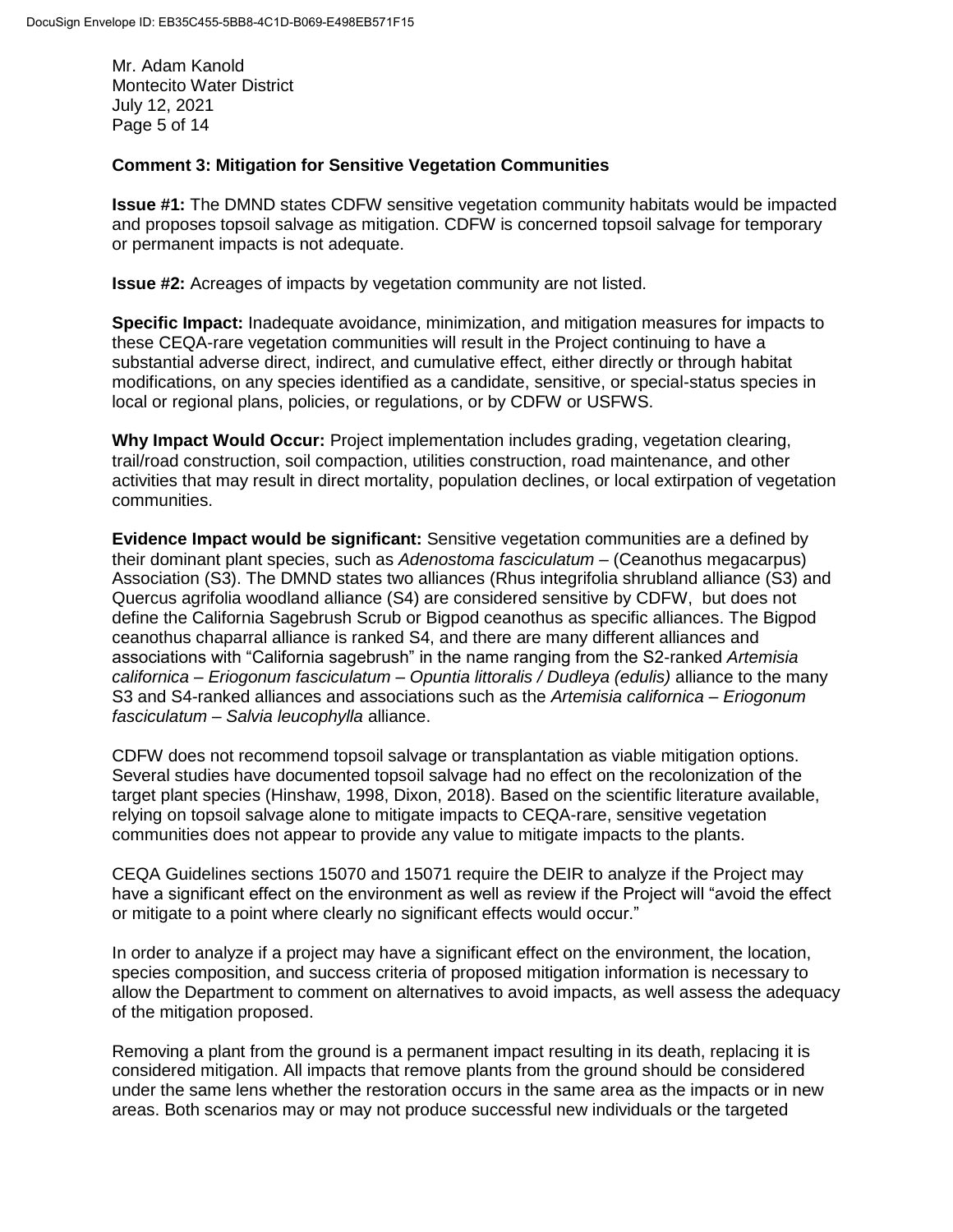Mr. Adam Kanold
Montecito Water District
July 12, 2021

**Comment 3: Mitigation for Sensitive Vegetation Communities**

**Issue #1:** The DMND states CDFW sensitive vegetation community habitats would be impacted and proposes topsoil salvage as mitigation. CDFW is concerned topsoil salvage for temporary or permanent impacts is not adequate.

**Issue #2:** Acreages of impacts by vegetation community are not listed.

**Specific Impact:** Inadequate avoidance, minimization, and mitigation measures for impacts to these CEQA-rare vegetation communities will result in the Project continuing to have a substantial adverse direct, indirect, and cumulative effect, either directly or through habitat modifications, on any species identified as a candidate, sensitive, or special-status species in local or regional plans, policies, or regulations, or by CDFW or USFWS.

**Why Impact Would Occur:** Project implementation includes grading, vegetation clearing, trail/road construction, soil compaction, utilities construction, road maintenance, and other activities that may result in direct mortality, population declines, or local extirpation of vegetation communities.

**Evidence Impact would be significant:** Sensitive vegetation communities are a defined by their dominant plant species, such as *Adenostoma fasciculatum* – (Ceanothus megacarpus) Association (S3). The DMND states two alliances (Rhus integrifolia shrubland alliance (S3) and Quercus agrifolia woodland alliance (S4) are considered sensitive by CDFW, but does not define the California Sagebrush Scrub or Bigpod ceanothus as specific alliances. The Bigpod ceanothus chaparral alliance is ranked S4, and there are many different alliances and associations with "California sagebrush" in the name ranging from the S2-ranked *Artemisia californica – Eriogonum fasciculatum – Opuntia littoralis / Dudleya (edulis)* alliance to the many S3 and S4-ranked alliances and associations such as the *Artemisia californica – Eriogonum fasciculatum – Salvia leucophylla* alliance.

CDFW does not recommend topsoil salvage or transplantation as viable mitigation options. Several studies have documented topsoil salvage had no effect on the recolonization of the target plant species (Hinshaw, 1998, Dixon, 2018). Based on the scientific literature available, relying on topsoil salvage alone to mitigate impacts to CEQA-rare, sensitive vegetation communities does not appear to provide any value to mitigate impacts to the plants.

CEQA Guidelines sections 15070 and 15071 require the DEIR to analyze if the Project may have a significant effect on the environment as well as review if the Project will "avoid the effect or mitigate to a point where clearly no significant effects would occur."

In order to analyze if a project may have a significant effect on the environment, the location, species composition, and success criteria of proposed mitigation information is necessary to allow the Department to comment on alternatives to avoid impacts, as well assess the adequacy of the mitigation proposed.

Removing a plant from the ground is a permanent impact resulting in its death, replacing it is considered mitigation. All impacts that remove plants from the ground should be considered under the same lens whether the restoration occurs in the same area as the impacts or in new areas. Both scenarios may or may not produce successful new individuals or the targeted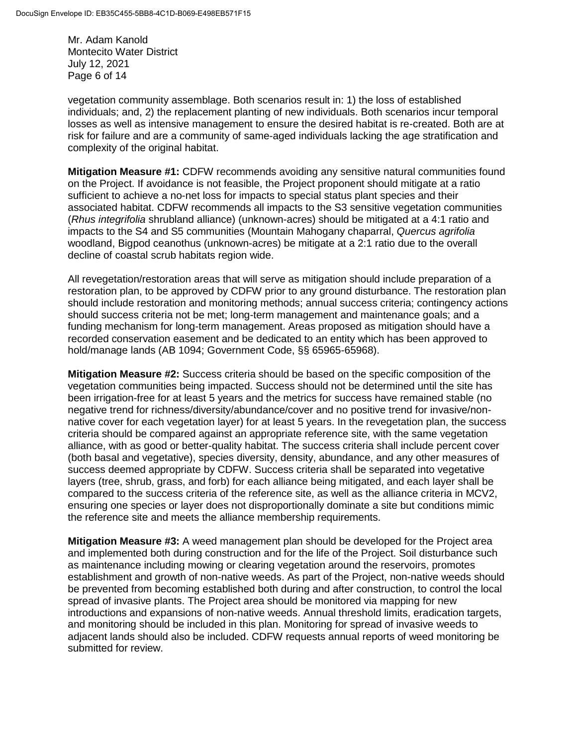vegetation community assemblage. Both scenarios result in: 1) the loss of established individuals; and, 2) the replacement planting of new individuals. Both scenarios incur temporal losses as well as intensive management to ensure the desired habitat is re-created. Both are at risk for failure and are a community of same-aged individuals lacking the age stratification and complexity of the original habitat.

**Mitigation Measure #1:** CDFW recommends avoiding any sensitive natural communities found on the Project. If avoidance is not feasible, the Project proponent should mitigate at a ratio sufficient to achieve a no-net loss for impacts to special status plant species and their associated habitat. CDFW recommends all impacts to the S3 sensitive vegetation communities (*Rhus integrifolia* shrubland alliance) (unknown-acres) should be mitigated at a 4:1 ratio and impacts to the S4 and S5 communities (Mountain Mahogany chaparral, *Quercus agrifolia* woodland, Bigpod ceanothus (unknown-acres) be mitigate at a 2:1 ratio due to the overall decline of coastal scrub habitats region wide.

All revegetation/restoration areas that will serve as mitigation should include preparation of a restoration plan, to be approved by CDFW prior to any ground disturbance. The restoration plan should include restoration and monitoring methods; annual success criteria; contingency actions should success criteria not be met; long-term management and maintenance goals; and a funding mechanism for long-term management. Areas proposed as mitigation should have a recorded conservation easement and be dedicated to an entity which has been approved to hold/manage lands (AB 1094; Government Code, §§ 65965-65968).

**Mitigation Measure #2:** Success criteria should be based on the specific composition of the vegetation communities being impacted. Success should not be determined until the site has been irrigation-free for at least 5 years and the metrics for success have remained stable (no negative trend for richness/diversity/abundance/cover and no positive trend for invasive/non-native cover for each vegetation layer) for at least 5 years. In the revegetation plan, the success criteria should be compared against an appropriate reference site, with the same vegetation alliance, with as good or better-quality habitat. The success criteria shall include percent cover (both basal and vegetative), species diversity, density, abundance, and any other measures of success deemed appropriate by CDFW. Success criteria shall be separated into vegetative layers (tree, shrub, grass, and forb) for each alliance being mitigated, and each layer shall be compared to the success criteria of the reference site, as well as the alliance criteria in MCV2, ensuring one species or layer does not disproportionally dominate a site but conditions mimic the reference site and meets the alliance membership requirements.

**Mitigation Measure #3:** A weed management plan should be developed for the Project area and implemented both during construction and for the life of the Project. Soil disturbance such as maintenance including mowing or clearing vegetation around the reservoirs, promotes establishment and growth of non-native weeds. As part of the Project, non-native weeds should be prevented from becoming established both during and after construction, to control the local spread of invasive plants. The Project area should be monitored via mapping for new introductions and expansions of non-native weeds. Annual threshold limits, eradication targets, and monitoring should be included in this plan. Monitoring for spread of invasive weeds to adjacent lands should also be included. CDFW requests annual reports of weed monitoring be submitted for review.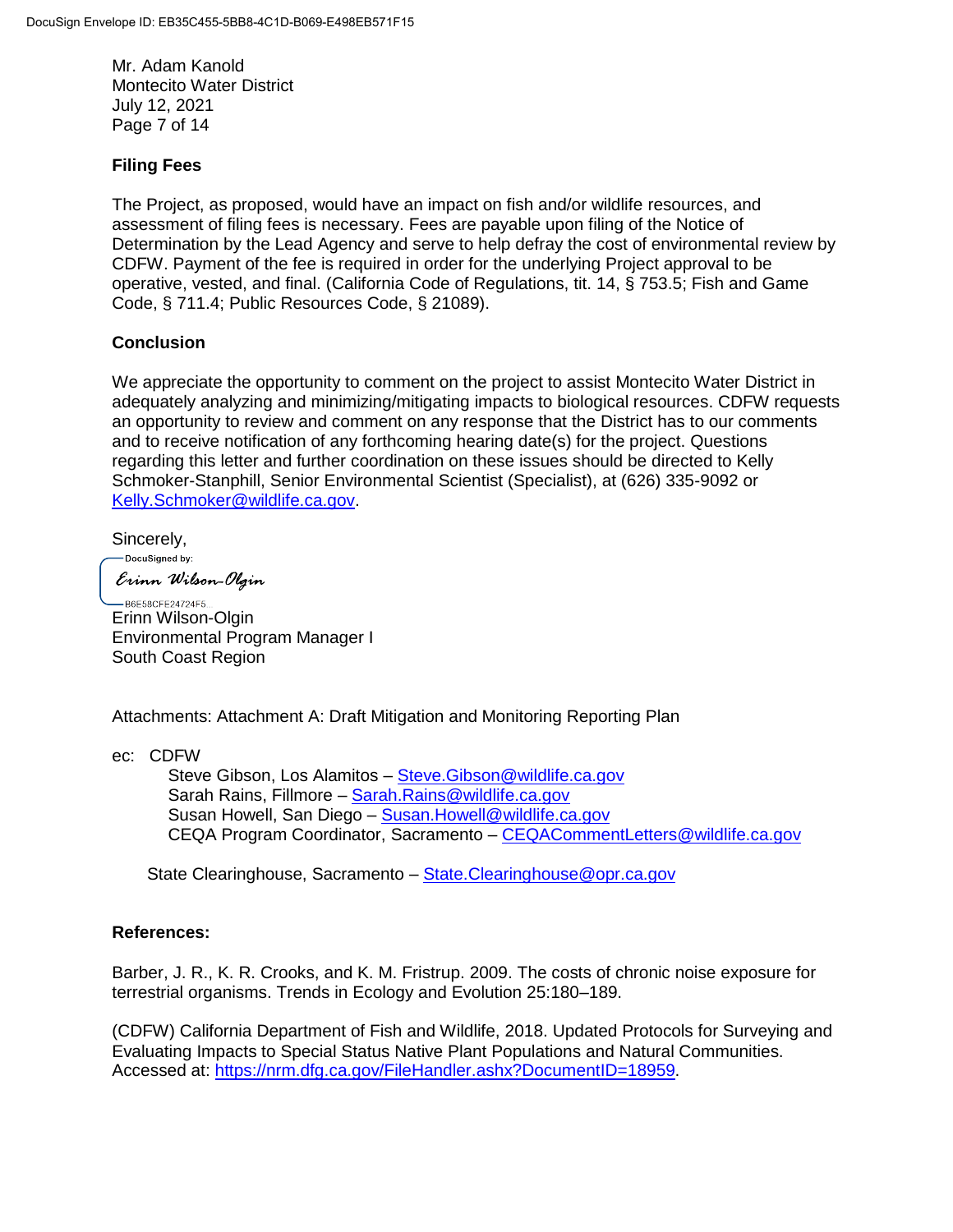## Filing Fees

The Project, as proposed, would have an impact on fish and/or wildlife resources, and assessment of filing fees is necessary. Fees are payable upon filing of the Notice of Determination by the Lead Agency and serve to help defray the cost of environmental review by CDFW. Payment of the fee is required in order for the underlying Project approval to be operative, vested, and final. (California Code of Regulations, tit. 14, § 753.5; Fish and Game Code, § 711.4; Public Resources Code, § 21089).

## Conclusion

We appreciate the opportunity to comment on the project to assist Montecito Water District in adequately analyzing and minimizing/mitigating impacts to biological resources. CDFW requests an opportunity to review and comment on any response that the District has to our comments and to receive notification of any forthcoming hearing date(s) for the project. Questions regarding this letter and further coordination on these issues should be directed to Kelly Schmoker-Stanphill, Senior Environmental Scientist (Specialist), at (626) 335-9092 or Kelly.Schmoker@wildlife.ca.gov.

Sincerely,

DocuSigned by:
*Erinn Wilson-Olgin*
B6E58CFE24724F5...

Erinn Wilson-Olgin
Environmental Program Manager I
South Coast Region

Attachments: Attachment A: Draft Mitigation and Monitoring Reporting Plan

ec: CDFW
Steve Gibson, Los Alamitos – Steve.Gibson@wildlife.ca.gov
Sarah Rains, Fillmore – Sarah.Rains@wildlife.ca.gov
Susan Howell, San Diego – Susan.Howell@wildlife.ca.gov
CEQA Program Coordinator, Sacramento – CEQACommentLetters@wildlife.ca.gov

State Clearinghouse, Sacramento – State.Clearinghouse@opr.ca.gov

## References:

Barber, J. R., K. R. Crooks, and K. M. Fristrup. 2009. The costs of chronic noise exposure for terrestrial organisms. Trends in Ecology and Evolution 25:180–189.

(CDFW) California Department of Fish and Wildlife, 2018. Updated Protocols for Surveying and Evaluating Impacts to Special Status Native Plant Populations and Natural Communities. Accessed at: https://nrm.dfg.ca.gov/FileHandler.ashx?DocumentID=18959.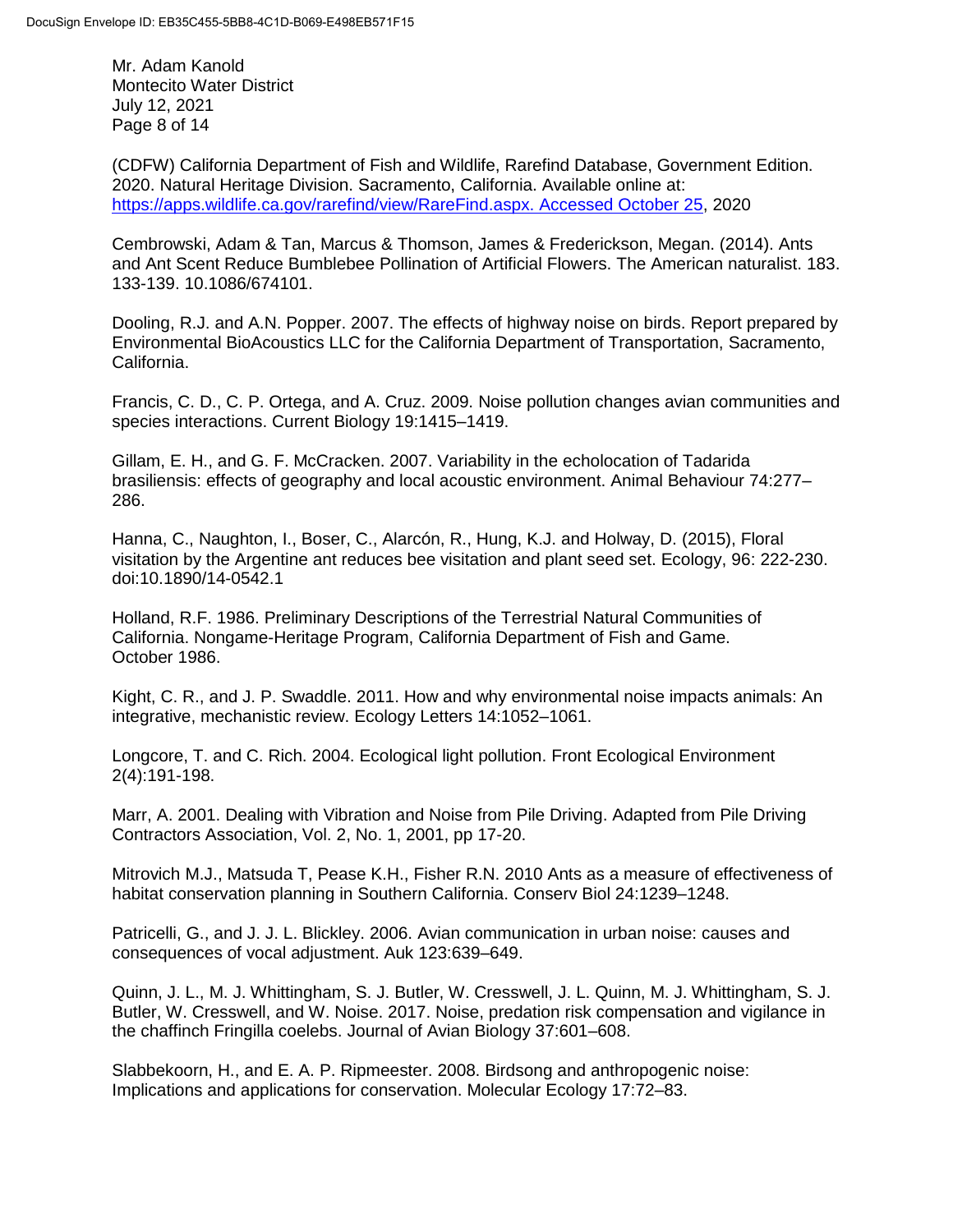(CDFW) California Department of Fish and Wildlife, Rarefind Database, Government Edition. 2020. Natural Heritage Division. Sacramento, California. Available online at: https://apps.wildlife.ca.gov/rarefind/view/RareFind.aspx. Accessed October 25, 2020

Cembrowski, Adam & Tan, Marcus & Thomson, James & Frederickson, Megan. (2014). Ants and Ant Scent Reduce Bumblebee Pollination of Artificial Flowers. The American naturalist. 183. 133-139. 10.1086/674101.

Dooling, R.J. and A.N. Popper. 2007. The effects of highway noise on birds. Report prepared by Environmental BioAcoustics LLC for the California Department of Transportation, Sacramento, California.

Francis, C. D., C. P. Ortega, and A. Cruz. 2009. Noise pollution changes avian communities and species interactions. Current Biology 19:1415–1419.

Gillam, E. H., and G. F. McCracken. 2007. Variability in the echolocation of Tadarida brasiliensis: effects of geography and local acoustic environment. Animal Behaviour 74:277–286.

Hanna, C., Naughton, I., Boser, C., Alarcón, R., Hung, K.J. and Holway, D. (2015), Floral visitation by the Argentine ant reduces bee visitation and plant seed set. Ecology, 96: 222-230. doi:10.1890/14-0542.1

Holland, R.F. 1986. Preliminary Descriptions of the Terrestrial Natural Communities of California. Nongame-Heritage Program, California Department of Fish and Game. October 1986.

Kight, C. R., and J. P. Swaddle. 2011. How and why environmental noise impacts animals: An integrative, mechanistic review. Ecology Letters 14:1052–1061.

Longcore, T. and C. Rich. 2004. Ecological light pollution. Front Ecological Environment 2(4):191-198.

Marr, A. 2001. Dealing with Vibration and Noise from Pile Driving. Adapted from Pile Driving Contractors Association, Vol. 2, No. 1, 2001, pp 17-20.

Mitrovich M.J., Matsuda T, Pease K.H., Fisher R.N. 2010 Ants as a measure of effectiveness of habitat conservation planning in Southern California. Conserv Biol 24:1239–1248.

Patricelli, G., and J. J. L. Blickley. 2006. Avian communication in urban noise: causes and consequences of vocal adjustment. Auk 123:639–649.

Quinn, J. L., M. J. Whittingham, S. J. Butler, W. Cresswell, J. L. Quinn, M. J. Whittingham, S. J. Butler, W. Cresswell, and W. Noise. 2017. Noise, predation risk compensation and vigilance in the chaffinch Fringilla coelebs. Journal of Avian Biology 37:601–608.

Slabbekoorn, H., and E. A. P. Ripmeester. 2008. Birdsong and anthropogenic noise: Implications and applications for conservation. Molecular Ecology 17:72–83.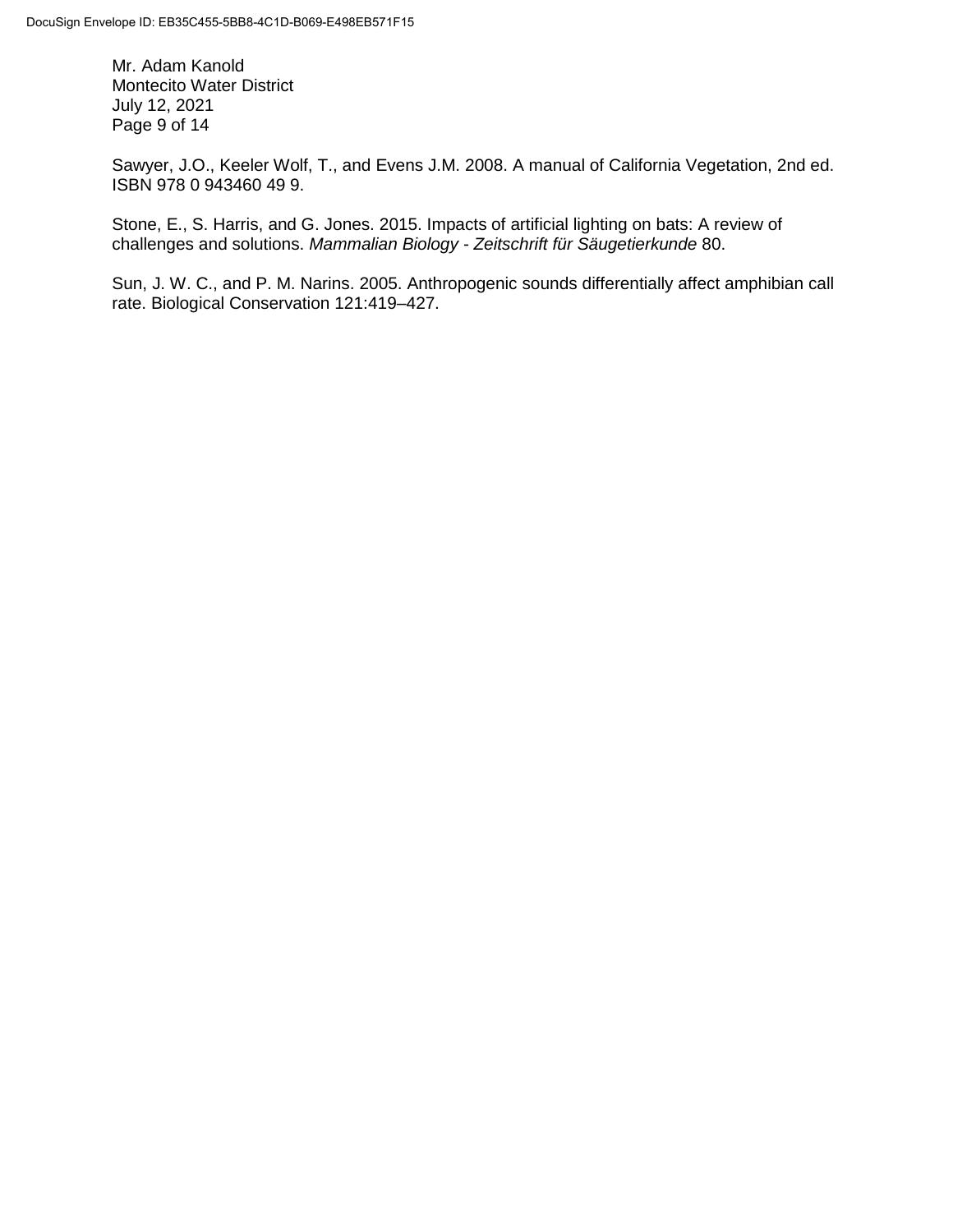Sawyer, J.O., Keeler Wolf, T., and Evens J.M. 2008. A manual of California Vegetation, 2nd ed. ISBN 978 0 943460 49 9.

Stone, E., S. Harris, and G. Jones. 2015. Impacts of artificial lighting on bats: A review of challenges and solutions. *Mammalian Biology - Zeitschrift für Säugetierkunde* 80.

Sun, J. W. C., and P. M. Narins. 2005. Anthropogenic sounds differentially affect amphibian call rate. Biological Conservation 121:419–427.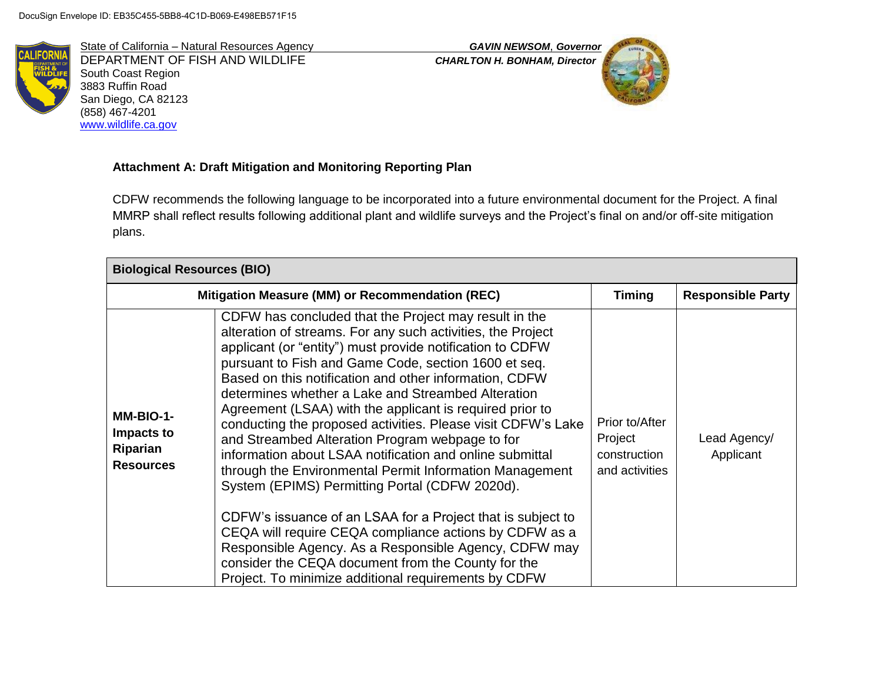DocuSign Envelope ID: EB35C455-5BB8-4C1D-B069-E498EB571F15

State of California – Natural Resources Agency
DEPARTMENT OF FISH AND WILDLIFE
South Coast Region
3883 Ruffin Road
San Diego, CA 82123
(858) 467-4201
www.wildlife.ca.gov

*GAVIN NEWSOM, Governor*
*CHARLTON H. BONHAM, Director*

**Attachment A: Draft Mitigation and Monitoring Reporting Plan**

CDFW recommends the following language to be incorporated into a future environmental document for the Project. A final MMRP shall reflect results following additional plant and wildlife surveys and the Project's final on and/or off-site mitigation plans.

| **Biological Resources (BIO)** | | | |
|---|---|---|---|
| **Mitigation Measure (MM) or Recommendation (REC)** | | **Timing** | **Responsible Party** |
| **MM-BIO-1- Impacts to Riparian Resources** | CDFW has concluded that the Project may result in the alteration of streams. For any such activities, the Project applicant (or "entity") must provide notification to CDFW pursuant to Fish and Game Code, section 1600 et seq. Based on this notification and other information, CDFW determines whether a Lake and Streambed Alteration Agreement (LSAA) with the applicant is required prior to conducting the proposed activities. Please visit CDFW's Lake and Streambed Alteration Program webpage to for information about LSAA notification and online submittal through the Environmental Permit Information Management System (EPIMS) Permitting Portal (CDFW 2020d).<br><br>CDFW's issuance of an LSAA for a Project that is subject to CEQA will require CEQA compliance actions by CDFW as a Responsible Agency. As a Responsible Agency, CDFW may consider the CEQA document from the County for the Project. To minimize additional requirements by CDFW | Prior to/After Project construction and activities | Lead Agency/ Applicant |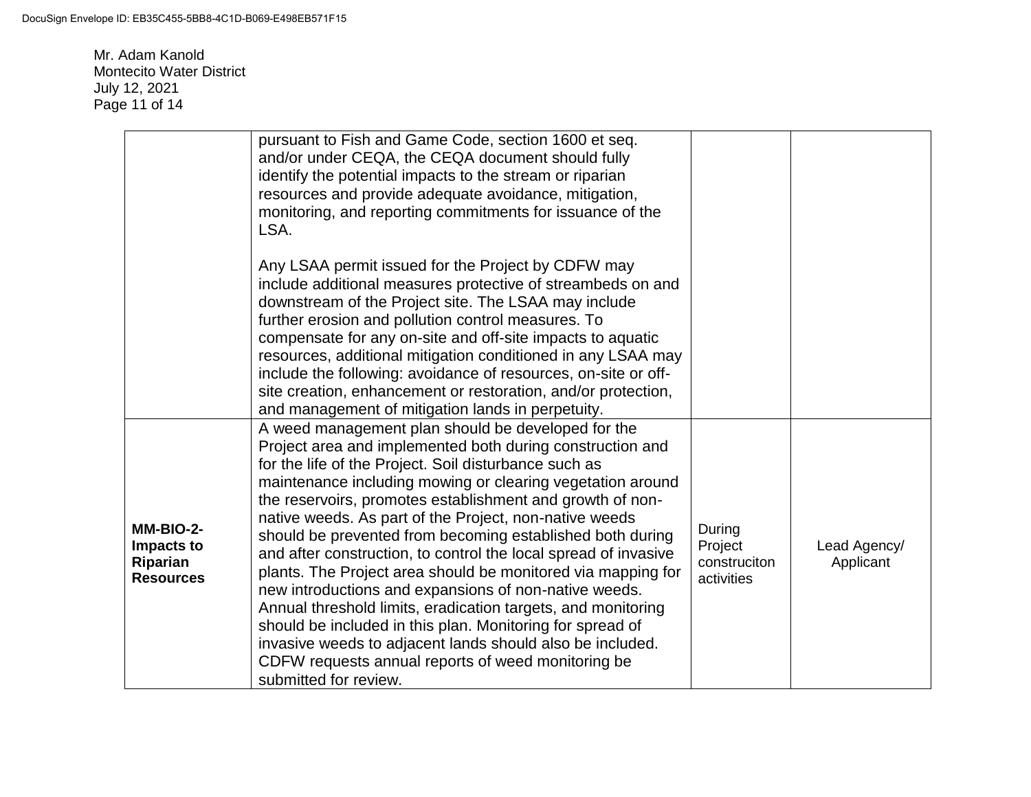| | | | |
|---|---|---|---|
| | pursuant to Fish and Game Code, section 1600 et seq. and/or under CEQA, the CEQA document should fully identify the potential impacts to the stream or riparian resources and provide adequate avoidance, mitigation, monitoring, and reporting commitments for issuance of the LSA.<br><br>Any LSAA permit issued for the Project by CDFW may include additional measures protective of streambeds on and downstream of the Project site. The LSAA may include further erosion and pollution control measures. To compensate for any on-site and off-site impacts to aquatic resources, additional mitigation conditioned in any LSAA may include the following: avoidance of resources, on-site or off-site creation, enhancement or restoration, and/or protection, and management of mitigation lands in perpetuity. | | |
| **MM-BIO-2-Impacts to Riparian Resources** | A weed management plan should be developed for the Project area and implemented both during construction and for the life of the Project. Soil disturbance such as maintenance including mowing or clearing vegetation around the reservoirs, promotes establishment and growth of non-native weeds. As part of the Project, non-native weeds should be prevented from becoming established both during and after construction, to control the local spread of invasive plants. The Project area should be monitored via mapping for new introductions and expansions of non-native weeds. Annual threshold limits, eradication targets, and monitoring should be included in this plan. Monitoring for spread of invasive weeds to adjacent lands should also be included. CDFW requests annual reports of weed monitoring be submitted for review. | During Project construciton activities | Lead Agency/ Applicant |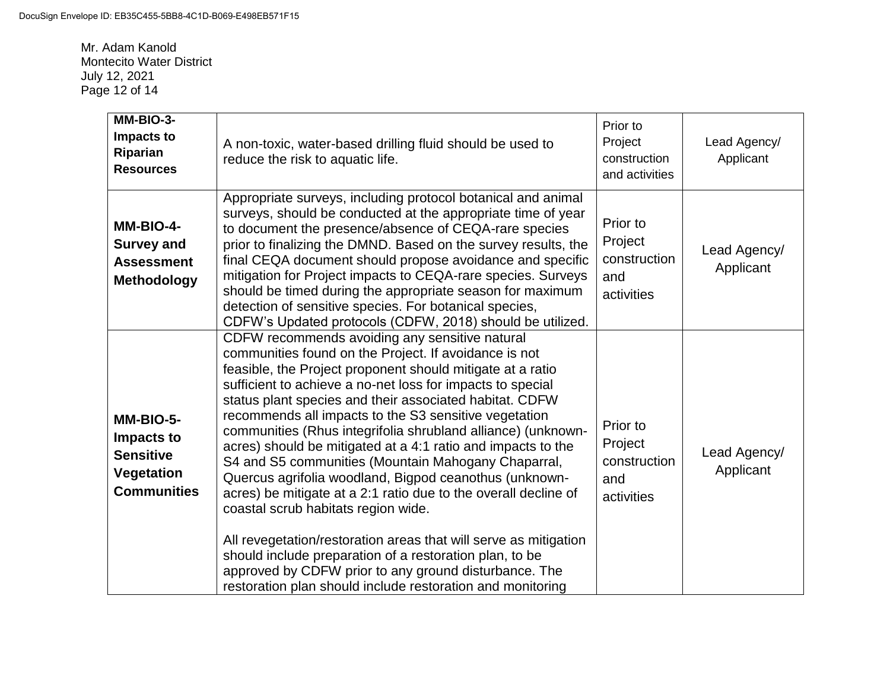Mr. Adam Kanold
Montecito Water District
July 12, 2021

| | | | |
|---|---|---|---|
| **MM-BIO-3-Impacts to Riparian Resources** | A non-toxic, water-based drilling fluid should be used to reduce the risk to aquatic life. | Prior to Project construction and activities | Lead Agency/ Applicant |
| **MM-BIO-4-Survey and Assessment Methodology** | Appropriate surveys, including protocol botanical and animal surveys, should be conducted at the appropriate time of year to document the presence/absence of CEQA-rare species prior to finalizing the DMND. Based on the survey results, the final CEQA document should propose avoidance and specific mitigation for Project impacts to CEQA-rare species. Surveys should be timed during the appropriate season for maximum detection of sensitive species. For botanical species, CDFW's Updated protocols (CDFW, 2018) should be utilized. | Prior to Project construction and activities | Lead Agency/ Applicant |
| **MM-BIO-5-Impacts to Sensitive Vegetation Communities** | CDFW recommends avoiding any sensitive natural communities found on the Project. If avoidance is not feasible, the Project proponent should mitigate at a ratio sufficient to achieve a no-net loss for impacts to special status plant species and their associated habitat. CDFW recommends all impacts to the S3 sensitive vegetation communities (Rhus integrifolia shrubland alliance) (unknown-acres) should be mitigated at a 4:1 ratio and impacts to the S4 and S5 communities (Mountain Mahogany Chaparral, Quercus agrifolia woodland, Bigpod ceanothus (unknown-acres) be mitigate at a 2:1 ratio due to the overall decline of coastal scrub habitats region wide.<br><br>All revegetation/restoration areas that will serve as mitigation should include preparation of a restoration plan, to be approved by CDFW prior to any ground disturbance. The restoration plan should include restoration and monitoring | Prior to Project construction and activities | Lead Agency/ Applicant |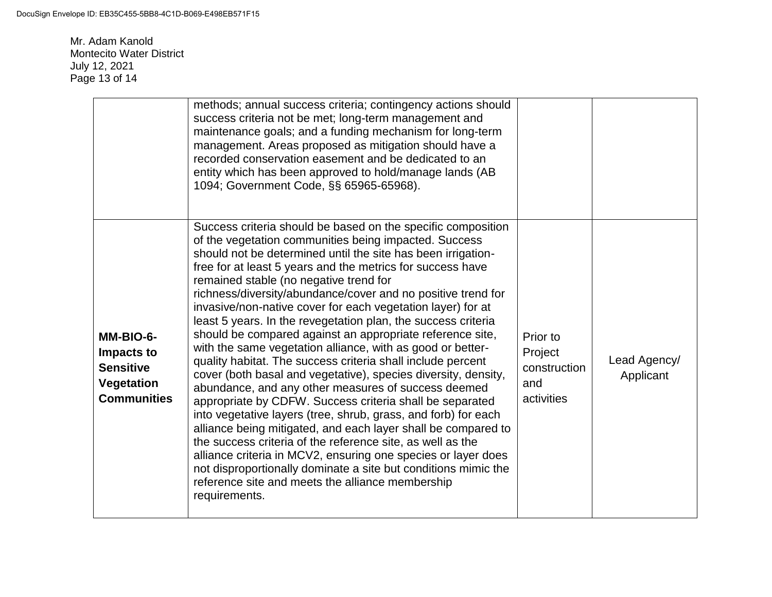|  |  |  |  |
|---|---|---|---|
|  | methods; annual success criteria; contingency actions should success criteria not be met; long-term management and maintenance goals; and a funding mechanism for long-term management. Areas proposed as mitigation should have a recorded conservation easement and be dedicated to an entity which has been approved to hold/manage lands (AB 1094; Government Code, §§ 65965-65968). |  |  |
| **MM-BIO-6- Impacts to Sensitive Vegetation Communities** | Success criteria should be based on the specific composition of the vegetation communities being impacted. Success should not be determined until the site has been irrigation-free for at least 5 years and the metrics for success have remained stable (no negative trend for richness/diversity/abundance/cover and no positive trend for invasive/non-native cover for each vegetation layer) for at least 5 years. In the revegetation plan, the success criteria should be compared against an appropriate reference site, with the same vegetation alliance, with as good or better-quality habitat. The success criteria shall include percent cover (both basal and vegetative), species diversity, density, abundance, and any other measures of success deemed appropriate by CDFW. Success criteria shall be separated into vegetative layers (tree, shrub, grass, and forb) for each alliance being mitigated, and each layer shall be compared to the success criteria of the reference site, as well as the alliance criteria in MCV2, ensuring one species or layer does not disproportionally dominate a site but conditions mimic the reference site and meets the alliance membership requirements. | Prior to Project construction and activities | Lead Agency/ Applicant |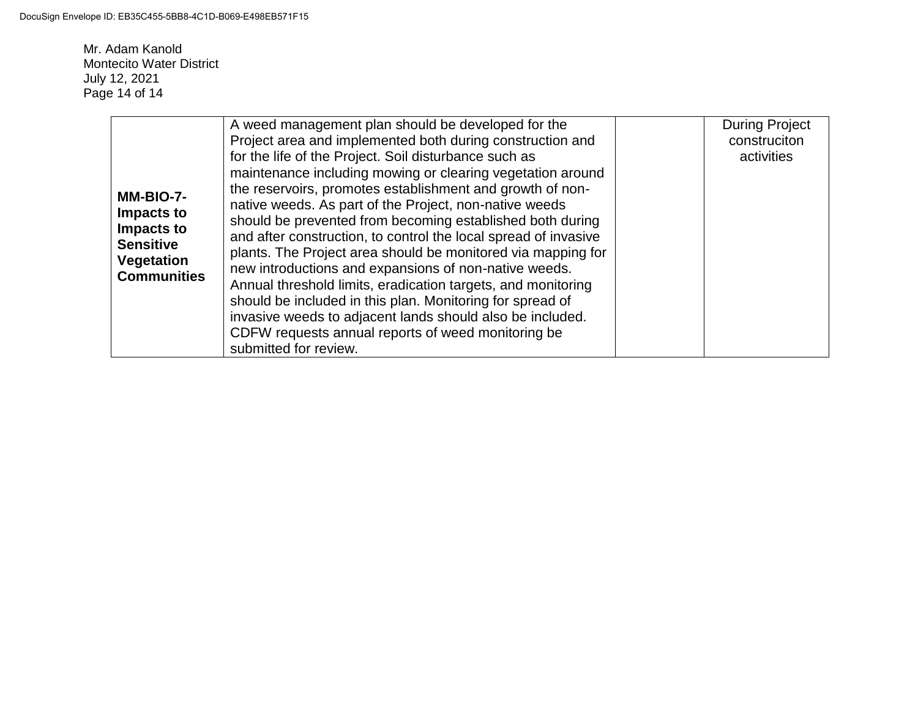| | | | |
|---|---|---|---|
| **MM-BIO-7- Impacts to Impacts to Sensitive Vegetation Communities** | A weed management plan should be developed for the Project area and implemented both during construction and for the life of the Project. Soil disturbance such as maintenance including mowing or clearing vegetation around the reservoirs, promotes establishment and growth of non-native weeds. As part of the Project, non-native weeds should be prevented from becoming established both during and after construction, to control the local spread of invasive plants. The Project area should be monitored via mapping for new introductions and expansions of non-native weeds. Annual threshold limits, eradication targets, and monitoring should be included in this plan. Monitoring for spread of invasive weeds to adjacent lands should also be included. CDFW requests annual reports of weed monitoring be submitted for review. | | During Project construciton activities |